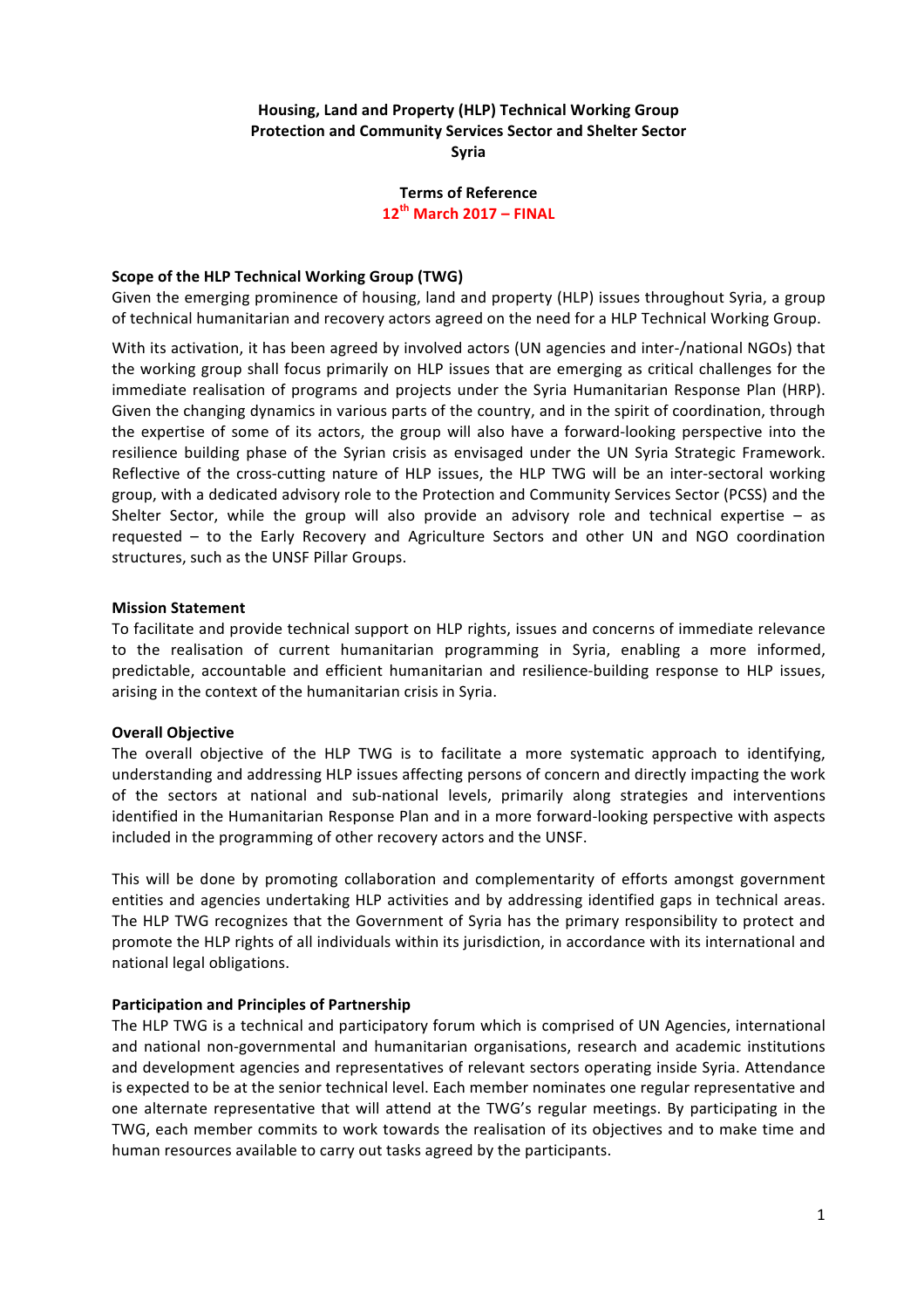**Housing, Land and Property (HLP) Technical Working Group**
**Protection and Community Services Sector and Shelter Sector**
**Syria**

**Terms of Reference**
**12th March 2017 – FINAL**

## Scope of the HLP Technical Working Group (TWG)

Given the emerging prominence of housing, land and property (HLP) issues throughout Syria, a group of technical humanitarian and recovery actors agreed on the need for a HLP Technical Working Group.

With its activation, it has been agreed by involved actors (UN agencies and inter-/national NGOs) that the working group shall focus primarily on HLP issues that are emerging as critical challenges for the immediate realisation of programs and projects under the Syria Humanitarian Response Plan (HRP). Given the changing dynamics in various parts of the country, and in the spirit of coordination, through the expertise of some of its actors, the group will also have a forward-looking perspective into the resilience building phase of the Syrian crisis as envisaged under the UN Syria Strategic Framework. Reflective of the cross-cutting nature of HLP issues, the HLP TWG will be an inter-sectoral working group, with a dedicated advisory role to the Protection and Community Services Sector (PCSS) and the Shelter Sector, while the group will also provide an advisory role and technical expertise – as requested – to the Early Recovery and Agriculture Sectors and other UN and NGO coordination structures, such as the UNSF Pillar Groups.

## Mission Statement

To facilitate and provide technical support on HLP rights, issues and concerns of immediate relevance to the realisation of current humanitarian programming in Syria, enabling a more informed, predictable, accountable and efficient humanitarian and resilience-building response to HLP issues, arising in the context of the humanitarian crisis in Syria.

## Overall Objective

The overall objective of the HLP TWG is to facilitate a more systematic approach to identifying, understanding and addressing HLP issues affecting persons of concern and directly impacting the work of the sectors at national and sub-national levels, primarily along strategies and interventions identified in the Humanitarian Response Plan and in a more forward-looking perspective with aspects included in the programming of other recovery actors and the UNSF.

This will be done by promoting collaboration and complementarity of efforts amongst government entities and agencies undertaking HLP activities and by addressing identified gaps in technical areas. The HLP TWG recognizes that the Government of Syria has the primary responsibility to protect and promote the HLP rights of all individuals within its jurisdiction, in accordance with its international and national legal obligations.

## Participation and Principles of Partnership

The HLP TWG is a technical and participatory forum which is comprised of UN Agencies, international and national non-governmental and humanitarian organisations, research and academic institutions and development agencies and representatives of relevant sectors operating inside Syria. Attendance is expected to be at the senior technical level. Each member nominates one regular representative and one alternate representative that will attend at the TWG's regular meetings. By participating in the TWG, each member commits to work towards the realisation of its objectives and to make time and human resources available to carry out tasks agreed by the participants.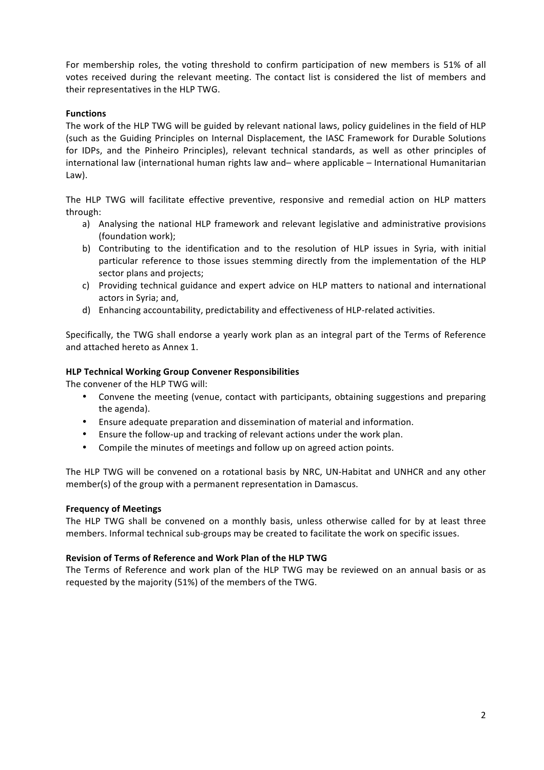For membership roles, the voting threshold to confirm participation of new members is 51% of all votes received during the relevant meeting. The contact list is considered the list of members and their representatives in the HLP TWG.

**Functions**

The work of the HLP TWG will be guided by relevant national laws, policy guidelines in the field of HLP (such as the Guiding Principles on Internal Displacement, the IASC Framework for Durable Solutions for IDPs, and the Pinheiro Principles), relevant technical standards, as well as other principles of international law (international human rights law and– where applicable – International Humanitarian Law).

The HLP TWG will facilitate effective preventive, responsive and remedial action on HLP matters through:

a) Analysing the national HLP framework and relevant legislative and administrative provisions (foundation work);
b) Contributing to the identification and to the resolution of HLP issues in Syria, with initial particular reference to those issues stemming directly from the implementation of the HLP sector plans and projects;
c) Providing technical guidance and expert advice on HLP matters to national and international actors in Syria; and,
d) Enhancing accountability, predictability and effectiveness of HLP-related activities.

Specifically, the TWG shall endorse a yearly work plan as an integral part of the Terms of Reference and attached hereto as Annex 1.

**HLP Technical Working Group Convener Responsibilities**

The convener of the HLP TWG will:

- Convene the meeting (venue, contact with participants, obtaining suggestions and preparing the agenda).
- Ensure adequate preparation and dissemination of material and information.
- Ensure the follow-up and tracking of relevant actions under the work plan.
- Compile the minutes of meetings and follow up on agreed action points.

The HLP TWG will be convened on a rotational basis by NRC, UN-Habitat and UNHCR and any other member(s) of the group with a permanent representation in Damascus.

**Frequency of Meetings**

The HLP TWG shall be convened on a monthly basis, unless otherwise called for by at least three members. Informal technical sub-groups may be created to facilitate the work on specific issues.

**Revision of Terms of Reference and Work Plan of the HLP TWG**

The Terms of Reference and work plan of the HLP TWG may be reviewed on an annual basis or as requested by the majority (51%) of the members of the TWG.